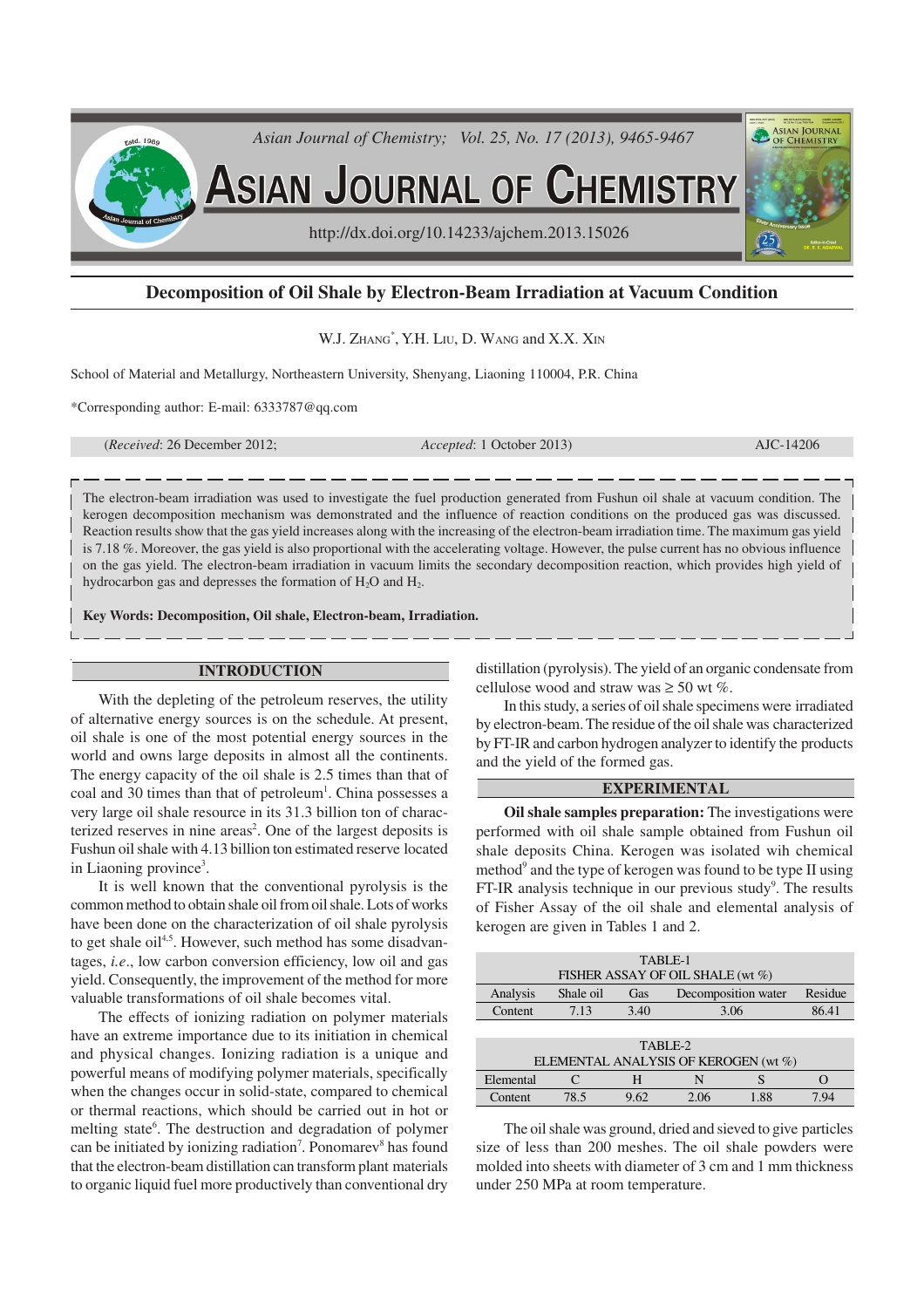# Decomposition of Oil Shale by Electron-Beam Irradiation at Vacuum Condition

W.J. Zhang*, Y.H. Liu, D. Wang and X.X. Xin

School of Material and Metallurgy, Northeastern University, Shenyang, Liaoning 110004, P.R. China

*Corresponding author: E-mail: 6333787@qq.com

(*Received*: 26 December 2012; *Accepted*: 1 October 2013) AJC-14206

The electron-beam irradiation was used to investigate the fuel production generated from Fushun oil shale at vacuum condition. The kerogen decomposition mechanism was demonstrated and the influence of reaction conditions on the produced gas was discussed. Reaction results show that the gas yield increases along with the increasing of the electron-beam irradiation time. The maximum gas yield is 7.18 %. Moreover, the gas yield is also proportional with the accelerating voltage. However, the pulse current has no obvious influence on the gas yield. The electron-beam irradiation in vacuum limits the secondary decomposition reaction, which provides high yield of hydrocarbon gas and depresses the formation of $H_2O$ and $H_2$.

**Key Words: Decomposition, Oil shale, Electron-beam, Irradiation.**

## INTRODUCTION

With the depleting of the petroleum reserves, the utility of alternative energy sources is on the schedule. At present, oil shale is one of the most potential energy sources in the world and owns large deposits in almost all the continents. The energy capacity of the oil shale is 2.5 times than that of coal and 30 times than that of petroleum[1]. China possesses a very large oil shale resource in its 31.3 billion ton of characterized reserves in nine areas[2]. One of the largest deposits is Fushun oil shale with 4.13 billion ton estimated reserve located in Liaoning province[3].

It is well known that the conventional pyrolysis is the common method to obtain shale oil from oil shale. Lots of works have been done on the characterization of oil shale pyrolysis to get shale oil[4,5]. However, such method has some disadvantages, *i.e*., low carbon conversion efficiency, low oil and gas yield. Consequently, the improvement of the method for more valuable transformations of oil shale becomes vital.

The effects of ionizing radiation on polymer materials have an extreme importance due to its initiation in chemical and physical changes. Ionizing radiation is a unique and powerful means of modifying polymer materials, specifically when the changes occur in solid-state, compared to chemical or thermal reactions, which should be carried out in hot or melting state[6]. The destruction and degradation of polymer can be initiated by ionizing radiation[7]. Ponomarev[8] has found that the electron-beam distillation can transform plant materials to organic liquid fuel more productively than conventional dry distillation (pyrolysis). The yield of an organic condensate from cellulose wood and straw was ≥ 50 wt %.

In this study, a series of oil shale specimens were irradiated by electron-beam. The residue of the oil shale was characterized by FT-IR and carbon hydrogen analyzer to identify the products and the yield of the formed gas.

## EXPERIMENTAL

**Oil shale samples preparation:** The investigations were performed with oil shale sample obtained from Fushun oil shale deposits China. Kerogen was isolated wih chemical method[9] and the type of kerogen was found to be type II using FT-IR analysis technique in our previous study[9]. The results of Fisher Assay of the oil shale and elemental analysis of kerogen are given in Tables 1 and 2.

TABLE-1
FISHER ASSAY OF OIL SHALE (wt %)

| Analysis | Shale oil | Gas | Decomposition water | Residue |
|---|---|---|---|---|
| Content | 7.13 | 3.40 | 3.06 | 86.41 |

TABLE-2
ELEMENTAL ANALYSIS OF KEROGEN (wt %)

| Elemental | C | H | N | S | O |
|---|---|---|---|---|---|
| Content | 78.5 | 9.62 | 2.06 | 1.88 | 7.94 |

The oil shale was ground, dried and sieved to give particles size of less than 200 meshes. The oil shale powders were molded into sheets with diameter of 3 cm and 1 mm thickness under 250 MPa at room temperature.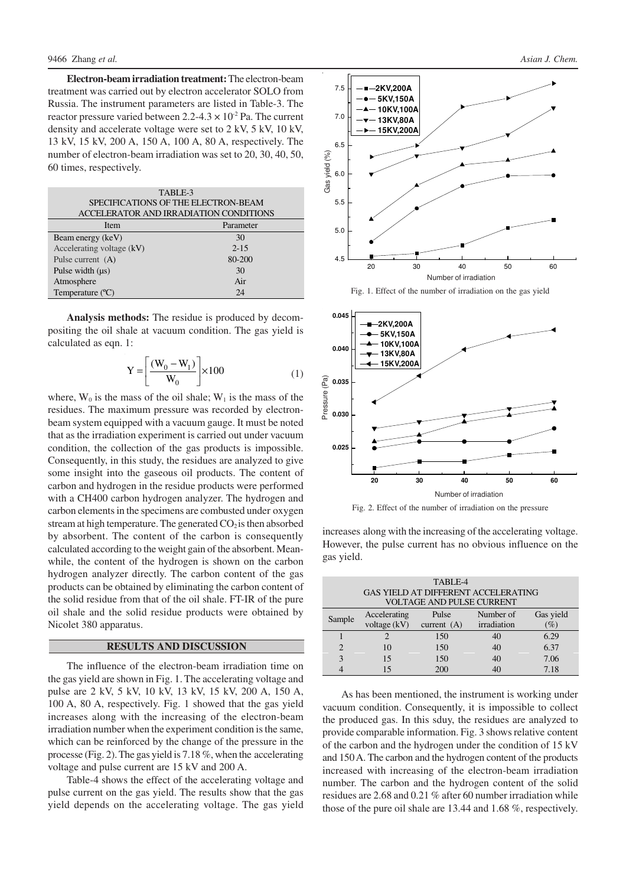**Electron-beam irradiation treatment:** The electron-beam treatment was carried out by electron accelerator SOLO from Russia. The instrument parameters are listed in Table-3. The reactor pressure varied between 2.2-4.3 × $10^{-2}$ Pa. The current density and accelerate voltage were set to 2 kV, 5 kV, 10 kV, 13 kV, 15 kV, 200 A, 150 A, 100 A, 80 A, respectively. The number of electron-beam irradiation was set to 20, 30, 40, 50, 60 times, respectively.

TABLE-3
SPECIFICATIONS OF THE ELECTRON-BEAM ACCELERATOR AND IRRADIATION CONDITIONS

| Item | Parameter |
|---|---|
| Beam energy (keV) | 30 |
| Accelerating voltage (kV) | 2-15 |
| Pulse current (A) | 80-200 |
| Pulse width (μs) | 30 |
| Atmosphere | Air |
| Temperature (ºC) | 24 |

**Analysis methods:** The residue is produced by decompositing the oil shale at vacuum condition. The gas yield is calculated as eqn. 1:

$$Y = \left[\frac{(W_0 - W_1)}{W_0}\right] \times 100 \tag{1}$$

where, $W_0$ is the mass of the oil shale; $W_1$ is the mass of the residues. The maximum pressure was recorded by electron-beam system equipped with a vacuum gauge. It must be noted that as the irradiation experiment is carried out under vacuum condition, the collection of the gas products is impossible. Consequently, in this study, the residues are analyzed to give some insight into the gaseous oil products. The content of carbon and hydrogen in the residue products were performed with a CH400 carbon hydrogen analyzer. The hydrogen and carbon elements in the specimens are combusted under oxygen stream at high temperature. The generated $CO_2$ is then absorbed by absorbent. The content of the carbon is consequently calculated according to the weight gain of the absorbent. Meanwhile, the content of the hydrogen is shown on the carbon hydrogen analyzer directly. The carbon content of the gas products can be obtained by eliminating the carbon content of the solid residue from that of the oil shale. FT-IR of the pure oil shale and the solid residue products were obtained by Nicolet 380 apparatus.

## RESULTS AND DISCUSSION

The influence of the electron-beam irradiation time on the gas yield are shown in Fig. 1. The accelerating voltage and pulse are 2 kV, 5 kV, 10 kV, 13 kV, 15 kV, 200 A, 150 A, 100 A, 80 A, respectively. Fig. 1 showed that the gas yield increases along with the increasing of the electron-beam irradiation number when the experiment condition is the same, which can be reinforced by the change of the pressure in the processe (Fig. 2). The gas yield is 7.18 %, when the accelerating voltage and pulse current are 15 kV and 200 A.

Table-4 shows the effect of the accelerating voltage and pulse current on the gas yield. The results show that the gas yield depends on the accelerating voltage. The gas yield increases along with the increasing of the accelerating voltage. However, the pulse current has no obvious influence on the gas yield.

Fig. 1. Effect of the number of irradiation on the gas yield

Fig. 2. Effect of the number of irradiation on the pressure

TABLE-4
GAS YIELD AT DIFFERENT ACCELERATING VOLTAGE AND PULSE CURRENT

| Sample | Accelerating voltage (kV) | Pulse current (A) | Number of irradiation | Gas yield (%) |
|---|---|---|---|---|
| 1 | 2 | 150 | 40 | 6.29 |
| 2 | 10 | 150 | 40 | 6.37 |
| 3 | 15 | 150 | 40 | 7.06 |
| 4 | 15 | 200 | 40 | 7.18 |

As has been mentioned, the instrument is working under vacuum condition. Consequently, it is impossible to collect the produced gas. In this sduy, the residues are analyzed to provide comparable information. Fig. 3 shows relative content of the carbon and the hydrogen under the condition of 15 kV and 150 A. The carbon and the hydrogen content of the products increased with increasing of the electron-beam irradiation number. The carbon and the hydrogen content of the solid residues are 2.68 and 0.21 % after 60 number irradiation while those of the pure oil shale are 13.44 and 1.68 %, respectively.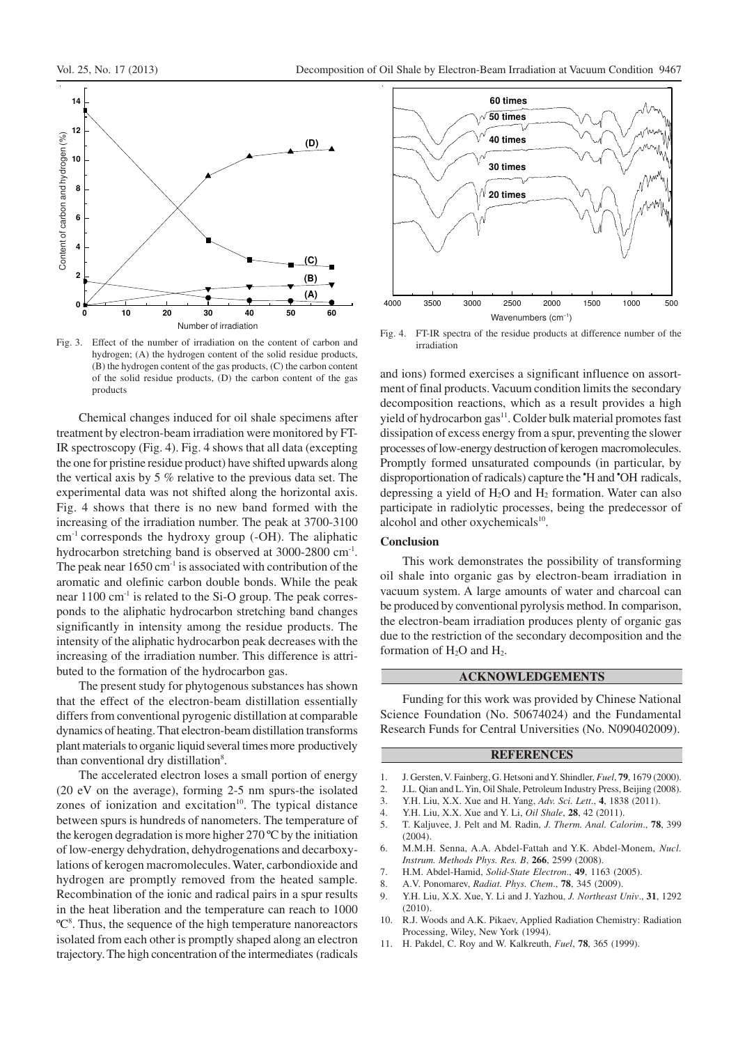14
12
10
8
6
4
2
0
Content of carbon and hydrogen (%)
0 10 20 30 40 50 60
Number of irradiation
(D)
(C)
(B)
(A)

Fig. 3. Effect of the number of irradiation on the content of carbon and hydrogen; (A) the hydrogen content of the solid residue products, (B) the hydrogen content of the gas products, (C) the carbon content of the solid residue products, (D) the carbon content of the gas products

60 times
50 times
40 times
30 times
20 times
4000 3500 3000 2500 2000 1500 1000 500
Wavenumbers (cm$^{-1}$)

Fig. 4. FT-IR spectra of the residue products at difference number of the irradiation

Chemical changes induced for oil shale specimens after treatment by electron-beam irradiation were monitored by FT-IR spectroscopy (Fig. 4). Fig. 4 shows that all data (excepting the one for pristine residue product) have shifted upwards along the vertical axis by 5 % relative to the previous data set. The experimental data was not shifted along the horizontal axis. Fig. 4 shows that there is no new band formed with the increasing of the irradiation number. The peak at 3700-3100 cm$^{-1}$ corresponds the hydroxy group (-OH). The aliphatic hydrocarbon stretching band is observed at 3000-2800 cm$^{-1}$. The peak near 1650 cm$^{-1}$ is associated with contribution of the aromatic and olefinic carbon double bonds. While the peak near 1100 cm$^{-1}$ is related to the Si-O group. The peak corresponds to the aliphatic hydrocarbon stretching band changes significantly in intensity among the residue products. The intensity of the aliphatic hydrocarbon peak decreases with the increasing of the irradiation number. This difference is attributed to the formation of the hydrocarbon gas.

The present study for phytogenous substances has shown that the effect of the electron-beam distillation essentially differs from conventional pyrogenic distillation at comparable dynamics of heating. That electron-beam distillation transforms plant materials to organic liquid several times more productively than conventional dry distillation[8].

The accelerated electron loses a small portion of energy (20 eV on the average), forming 2-5 nm spurs-the isolated zones of ionization and excitation[10]. The typical distance between spurs is hundreds of nanometers. The temperature of the kerogen degradation is more higher 270 ºC by the initiation of low-energy dehydration, dehydrogenations and decarboxylations of kerogen macromolecules. Water, carbondioxide and hydrogen are promptly removed from the heated sample. Recombination of the ionic and radical pairs in a spur results in the heat liberation and the temperature can reach to 1000 ºC[8]. Thus, the sequence of the high temperature nanoreactors isolated from each other is promptly shaped along an electron trajectory. The high concentration of the intermediates (radicals and ions) formed exercises a significant influence on assortment of final products. Vacuum condition limits the secondary decomposition reactions, which as a result provides a high yield of hydrocarbon gas[11]. Colder bulk material promotes fast dissipation of excess energy from a spur, preventing the slower processes of low-energy destruction of kerogen macromolecules. Promptly formed unsaturated compounds (in particular, by disproportionation of radicals) capture the •H and •OH radicals, depressing a yield of $H_2O$ and $H_2$ formation. Water can also participate in radiolytic processes, being the predecessor of alcohol and other oxychemicals[10].

## Conclusion

This work demonstrates the possibility of transforming oil shale into organic gas by electron-beam irradiation in vacuum system. A large amounts of water and charcoal can be produced by conventional pyrolysis method. In comparison, the electron-beam irradiation produces plenty of organic gas due to the restriction of the secondary decomposition and the formation of $H_2O$ and $H_2$.

## ACKNOWLEDGEMENTS

Funding for this work was provided by Chinese National Science Foundation (No. 50674024) and the Fundamental Research Funds for Central Universities (No. N090402009).

## REFERENCES

1. J. Gersten, V. Fainberg, G. Hetsoni and Y. Shindler, *Fuel*, **79**, 1679 (2000).
2. J.L. Qian and L. Yin, Oil Shale, Petroleum Industry Press, Beijing (2008).
3. Y.H. Liu, X.X. Xue and H. Yang, *Adv. Sci. Lett*., **4**, 1838 (2011).
4. Y.H. Liu, X.X. Xue and Y. Li, *Oil Shale*, **28**, 42 (2011).
5. T. Kaljuvee, J. Pelt and M. Radin, *J. Therm. Anal. Calorim*., **78**, 399 (2004).
6. M.M.H. Senna, A.A. Abdel-Fattah and Y.K. Abdel-Monem, *Nucl. Instrum. Methods Phys. Res. B*, **266**, 2599 (2008).
7. H.M. Abdel-Hamid, *Solid-State Electron*., **49**, 1163 (2005).
8. A.V. Ponomarev, *Radiat. Phys. Chem*., **78**, 345 (2009).
9. Y.H. Liu, X.X. Xue, Y. Li and J. Yazhou, *J. Northeast Univ*., **31**, 1292 (2010).
10. R.J. Woods and A.K. Pikaev, Applied Radiation Chemistry: Radiation Processing, Wiley, New York (1994).
11. H. Pakdel, C. Roy and W. Kalkreuth, *Fuel*, **78**, 365 (1999).